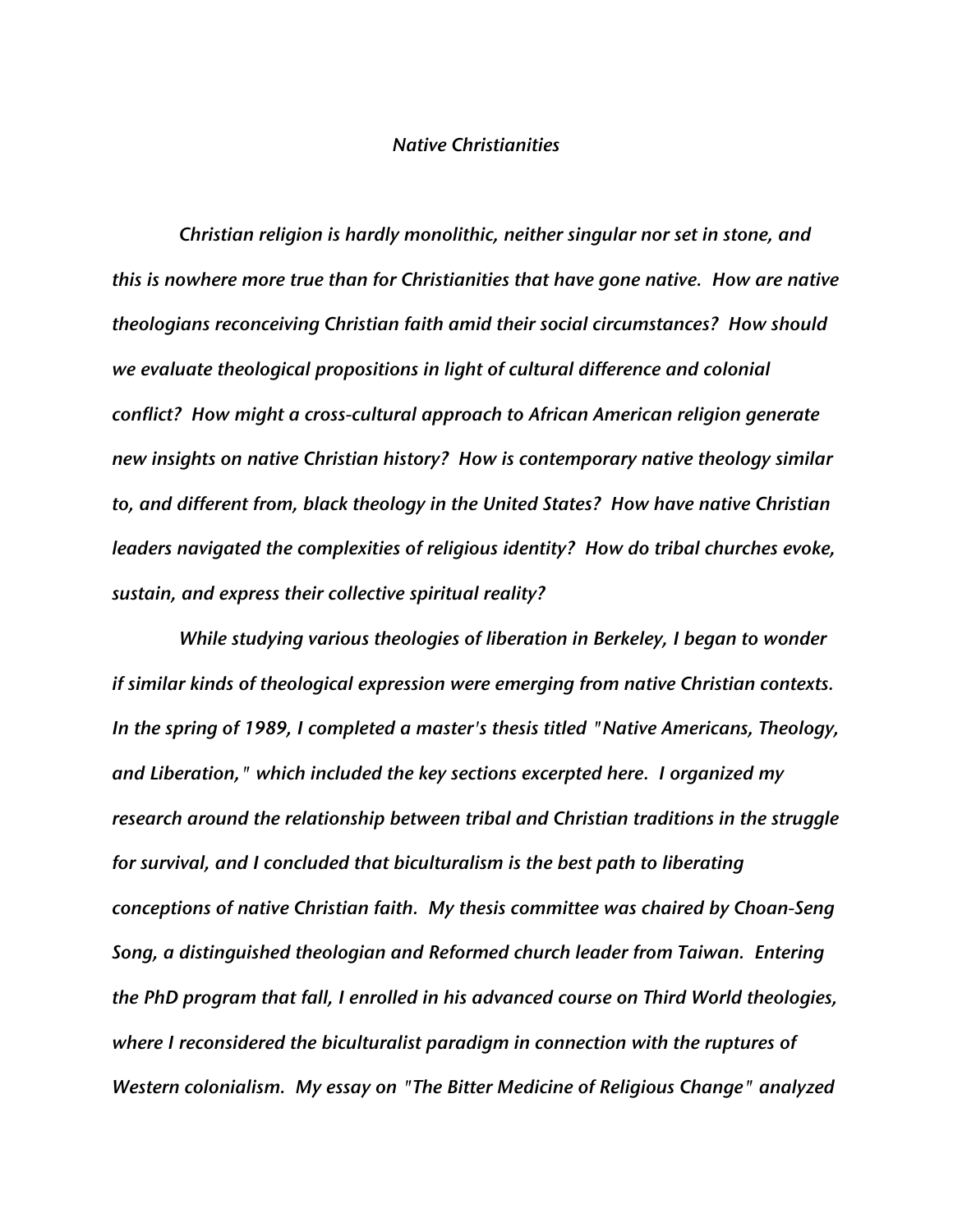# *Native Christianities*

*Christian religion is hardly monolithic, neither singular nor set in stone, and this is nowhere more true than for Christianities that have gone native. How are native theologians reconceiving Christian faith amid their social circumstances? How should we evaluate theological propositions in light of cultural difference and colonial conflict? How might a cross-cultural approach to African American religion generate new insights on native Christian history? How is contemporary native theology similar to, and different from, black theology in the United States? How have native Christian leaders navigated the complexities of religious identity? How do tribal churches evoke, sustain, and express their collective spiritual reality?*

*While studying various theologies of liberation in Berkeley, I began to wonder if similar kinds of theological expression were emerging from native Christian contexts. In the spring of 1989, I completed a master's thesis titled "Native Americans, Theology, and Liberation," which included the key sections excerpted here. I organized my research around the relationship between tribal and Christian traditions in the struggle for survival, and I concluded that biculturalism is the best path to liberating conceptions of native Christian faith. My thesis committee was chaired by Choan-Seng Song, a distinguished theologian and Reformed church leader from Taiwan. Entering the PhD program that fall, I enrolled in his advanced course on Third World theologies, where I reconsidered the biculturalist paradigm in connection with the ruptures of Western colonialism. My essay on "The Bitter Medicine of Religious Change" analyzed*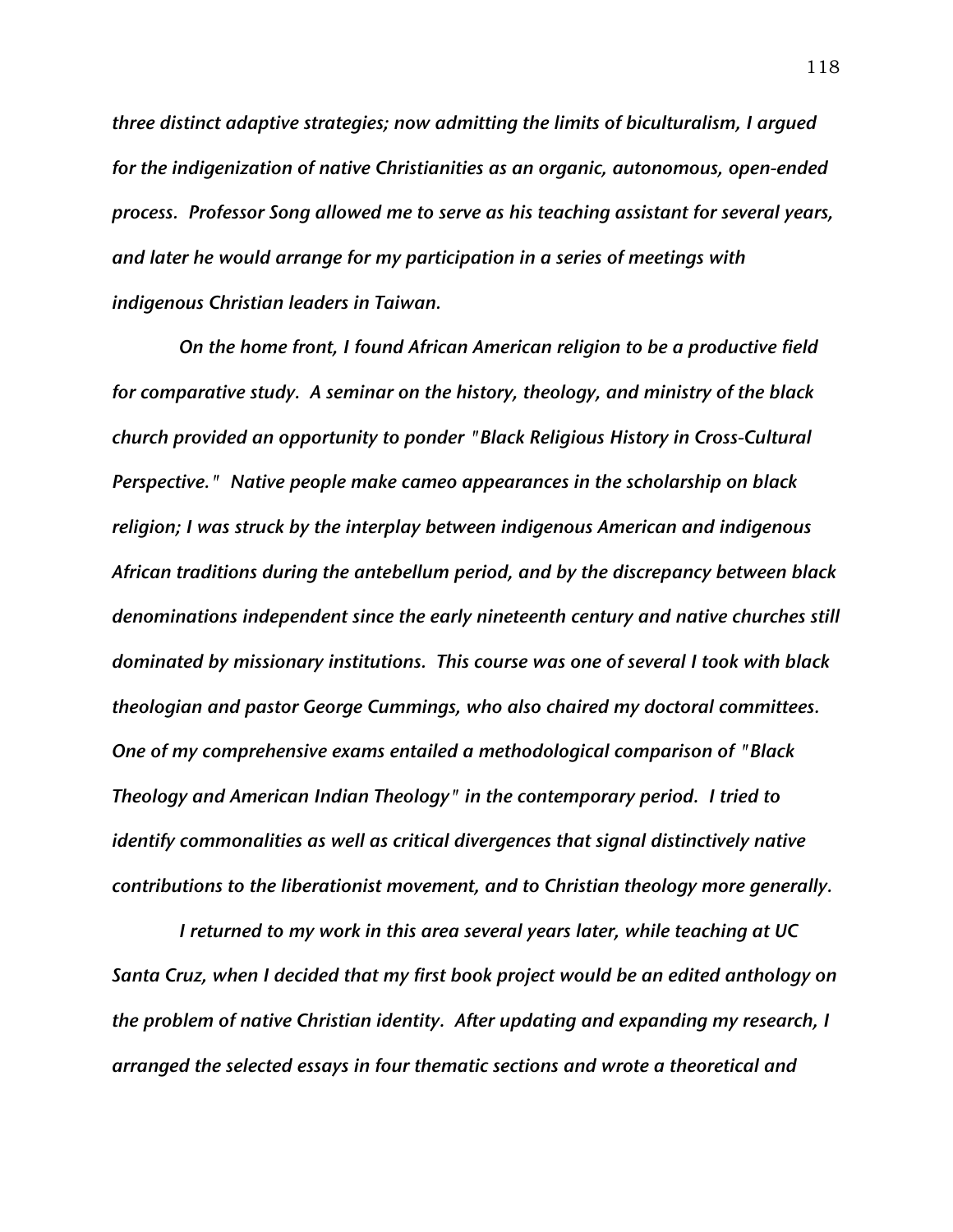*three distinct adaptive strategies; now admitting the limits of biculturalism, I argued for the indigenization of native Christianities as an organic, autonomous, open-ended process. Professor Song allowed me to serve as his teaching assistant for several years, and later he would arrange for my participation in a series of meetings with indigenous Christian leaders in Taiwan.*

*On the home front, I found African American religion to be a productive field for comparative study. A seminar on the history, theology, and ministry of the black church provided an opportunity to ponder "Black Religious History in Cross-Cultural Perspective." Native people make cameo appearances in the scholarship on black religion; I was struck by the interplay between indigenous American and indigenous African traditions during the antebellum period, and by the discrepancy between black denominations independent since the early nineteenth century and native churches still dominated by missionary institutions. This course was one of several I took with black theologian and pastor George Cummings, who also chaired my doctoral committees. One of my comprehensive exams entailed a methodological comparison of "Black Theology and American Indian Theology" in the contemporary period. I tried to identify commonalities as well as critical divergences that signal distinctively native contributions to the liberationist movement, and to Christian theology more generally.*

*I returned to my work in this area several years later, while teaching at UC Santa Cruz, when I decided that my first book project would be an edited anthology on the problem of native Christian identity. After updating and expanding my research, I arranged the selected essays in four thematic sections and wrote a theoretical and*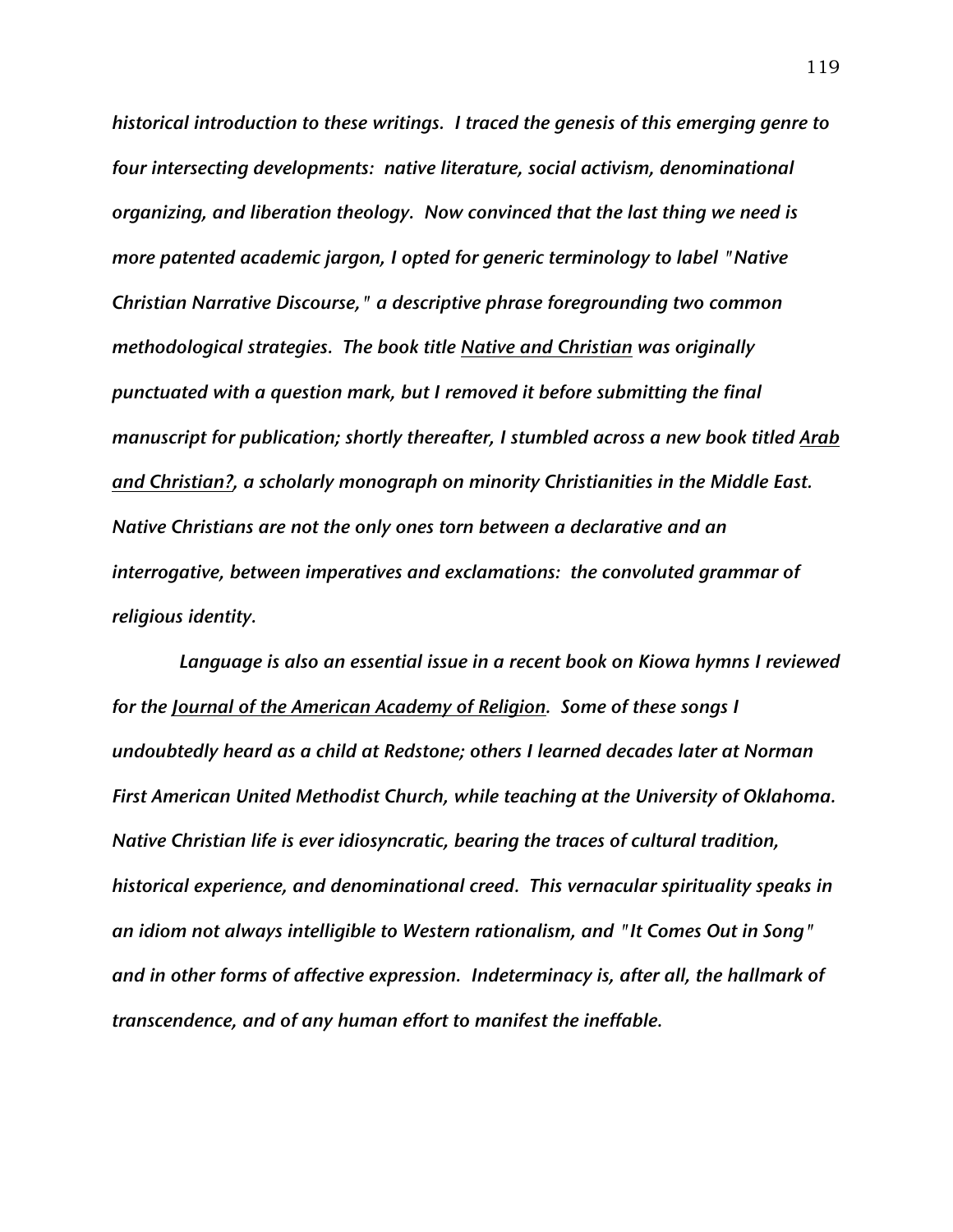*historical introduction to these writings. I traced the genesis of this emerging genre to four intersecting developments: native literature, social activism, denominational organizing, and liberation theology. Now convinced that the last thing we need is more patented academic jargon, I opted for generic terminology to label "Native Christian Narrative Discourse," a descriptive phrase foregrounding two common methodological strategies. The book title <u>Native and Christian</u> was originally punctuated with a question mark, but I removed it before submitting the final manuscript for publication; shortly thereafter, I stumbled across a new book titled <u>Arab and Christian?</u>, a scholarly monograph on minority Christianities in the Middle East. Native Christians are not the only ones torn between a declarative and an interrogative, between imperatives and exclamations: the convoluted grammar of religious identity.*

*Language is also an essential issue in a recent book on Kiowa hymns I reviewed for the <u>Journal of the American Academy of Religion</u>. Some of these songs I undoubtedly heard as a child at Redstone; others I learned decades later at Norman First American United Methodist Church, while teaching at the University of Oklahoma. Native Christian life is ever idiosyncratic, bearing the traces of cultural tradition, historical experience, and denominational creed. This vernacular spirituality speaks in an idiom not always intelligible to Western rationalism, and "It Comes Out in Song" and in other forms of affective expression. Indeterminacy is, after all, the hallmark of transcendence, and of any human effort to manifest the ineffable.*